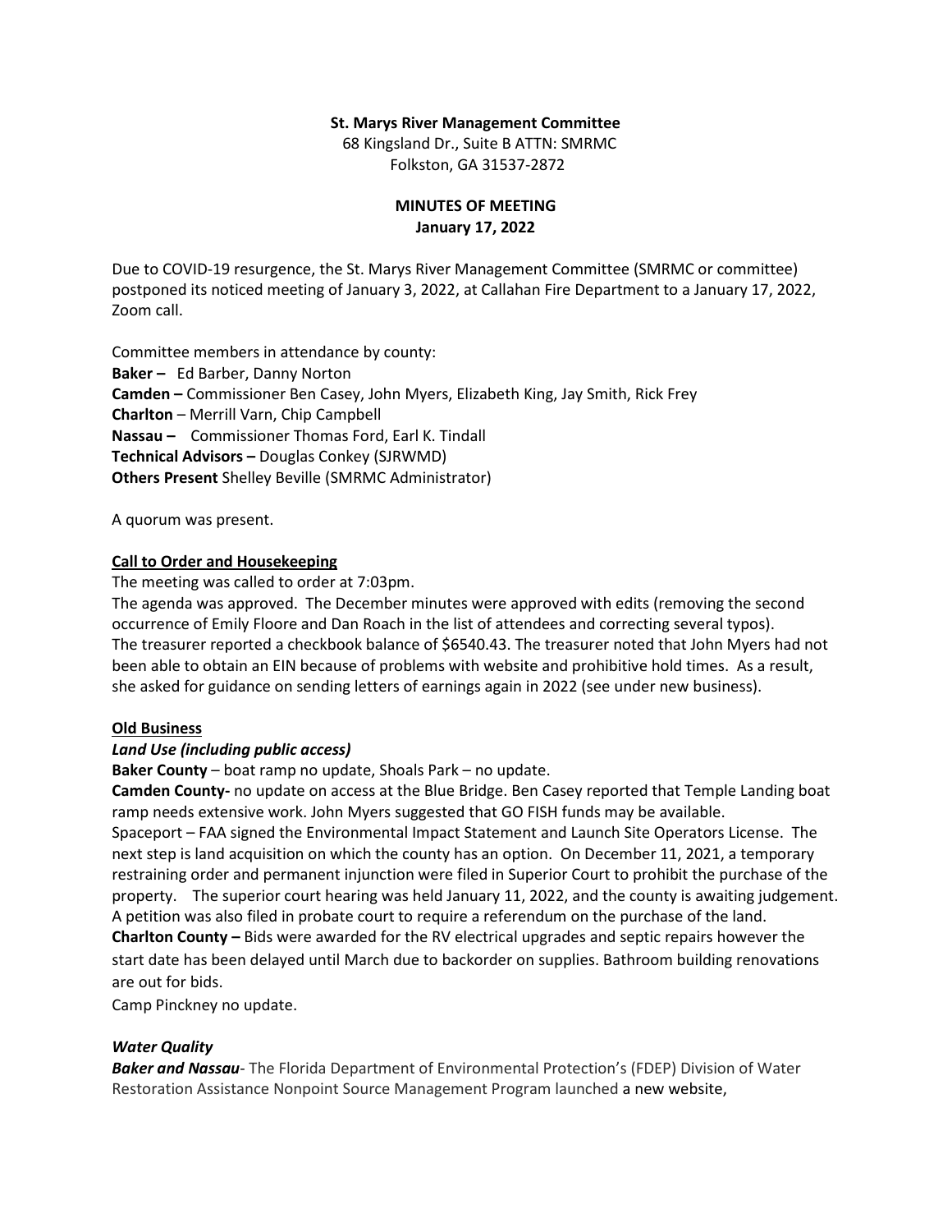**St. Marys River Management Committee**

68 Kingsland Dr., Suite B ATTN: SMRMC
Folkston, GA 31537-2872

**MINUTES OF MEETING**
**January 17, 2022**

Due to COVID-19 resurgence, the St. Marys River Management Committee (SMRMC or committee) postponed its noticed meeting of January 3, 2022, at Callahan Fire Department to a January 17, 2022, Zoom call.

Committee members in attendance by county:
**Baker –** Ed Barber, Danny Norton
**Camden –** Commissioner Ben Casey, John Myers, Elizabeth King, Jay Smith, Rick Frey
**Charlton** – Merrill Varn, Chip Campbell
**Nassau –** Commissioner Thomas Ford, Earl K. Tindall
**Technical Advisors –** Douglas Conkey (SJRWMD)
**Others Present** Shelley Beville (SMRMC Administrator)

A quorum was present.

**Call to Order and Housekeeping**

The meeting was called to order at 7:03pm.
The agenda was approved. The December minutes were approved with edits (removing the second occurrence of Emily Floore and Dan Roach in the list of attendees and correcting several typos).
The treasurer reported a checkbook balance of $6540.43. The treasurer noted that John Myers had not been able to obtain an EIN because of problems with website and prohibitive hold times. As a result, she asked for guidance on sending letters of earnings again in 2022 (see under new business).

**Old Business**

***Land Use (including public access)***

**Baker County** – boat ramp no update, Shoals Park – no update.
**Camden County-** no update on access at the Blue Bridge. Ben Casey reported that Temple Landing boat ramp needs extensive work. John Myers suggested that GO FISH funds may be available.
Spaceport – FAA signed the Environmental Impact Statement and Launch Site Operators License. The next step is land acquisition on which the county has an option. On December 11, 2021, a temporary restraining order and permanent injunction were filed in Superior Court to prohibit the purchase of the property. The superior court hearing was held January 11, 2022, and the county is awaiting judgement. A petition was also filed in probate court to require a referendum on the purchase of the land.
**Charlton County –** Bids were awarded for the RV electrical upgrades and septic repairs however the start date has been delayed until March due to backorder on supplies. Bathroom building renovations are out for bids.
Camp Pinckney no update.

***Water Quality***

***Baker and Nassau***- The Florida Department of Environmental Protection's (FDEP) Division of Water Restoration Assistance Nonpoint Source Management Program launched a new website,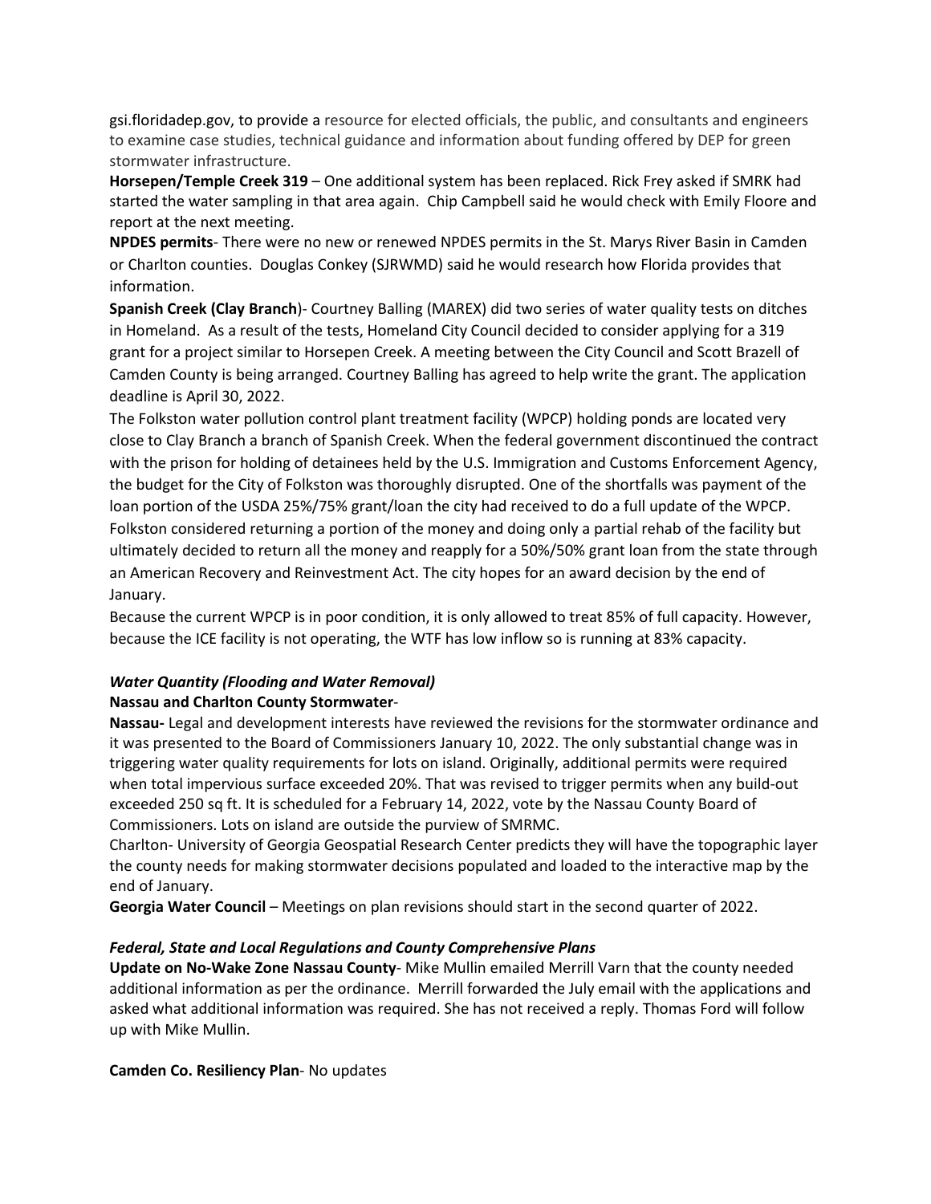gsi.floridadep.gov, to provide a resource for elected officials, the public, and consultants and engineers to examine case studies, technical guidance and information about funding offered by DEP for green stormwater infrastructure.

**Horsepen/Temple Creek 319** – One additional system has been replaced. Rick Frey asked if SMRK had started the water sampling in that area again. Chip Campbell said he would check with Emily Floore and report at the next meeting.

**NPDES permits**- There were no new or renewed NPDES permits in the St. Marys River Basin in Camden or Charlton counties. Douglas Conkey (SJRWMD) said he would research how Florida provides that information.

**Spanish Creek (Clay Branch**)- Courtney Balling (MAREX) did two series of water quality tests on ditches in Homeland. As a result of the tests, Homeland City Council decided to consider applying for a 319 grant for a project similar to Horsepen Creek. A meeting between the City Council and Scott Brazell of Camden County is being arranged. Courtney Balling has agreed to help write the grant. The application deadline is April 30, 2022.

The Folkston water pollution control plant treatment facility (WPCP) holding ponds are located very close to Clay Branch a branch of Spanish Creek. When the federal government discontinued the contract with the prison for holding of detainees held by the U.S. Immigration and Customs Enforcement Agency, the budget for the City of Folkston was thoroughly disrupted. One of the shortfalls was payment of the loan portion of the USDA 25%/75% grant/loan the city had received to do a full update of the WPCP. Folkston considered returning a portion of the money and doing only a partial rehab of the facility but ultimately decided to return all the money and reapply for a 50%/50% grant loan from the state through an American Recovery and Reinvestment Act. The city hopes for an award decision by the end of January.

Because the current WPCP is in poor condition, it is only allowed to treat 85% of full capacity. However, because the ICE facility is not operating, the WTF has low inflow so is running at 83% capacity.

### *Water Quantity (Flooding and Water Removal)*

**Nassau and Charlton County Stormwater**-

**Nassau-** Legal and development interests have reviewed the revisions for the stormwater ordinance and it was presented to the Board of Commissioners January 10, 2022. The only substantial change was in triggering water quality requirements for lots on island. Originally, additional permits were required when total impervious surface exceeded 20%. That was revised to trigger permits when any build-out exceeded 250 sq ft. It is scheduled for a February 14, 2022, vote by the Nassau County Board of Commissioners. Lots on island are outside the purview of SMRMC.

Charlton- University of Georgia Geospatial Research Center predicts they will have the topographic layer the county needs for making stormwater decisions populated and loaded to the interactive map by the end of January.

**Georgia Water Council** – Meetings on plan revisions should start in the second quarter of 2022.

### *Federal, State and Local Regulations and County Comprehensive Plans*

**Update on No-Wake Zone Nassau County**- Mike Mullin emailed Merrill Varn that the county needed additional information as per the ordinance. Merrill forwarded the July email with the applications and asked what additional information was required. She has not received a reply. Thomas Ford will follow up with Mike Mullin.

**Camden Co. Resiliency Plan**- No updates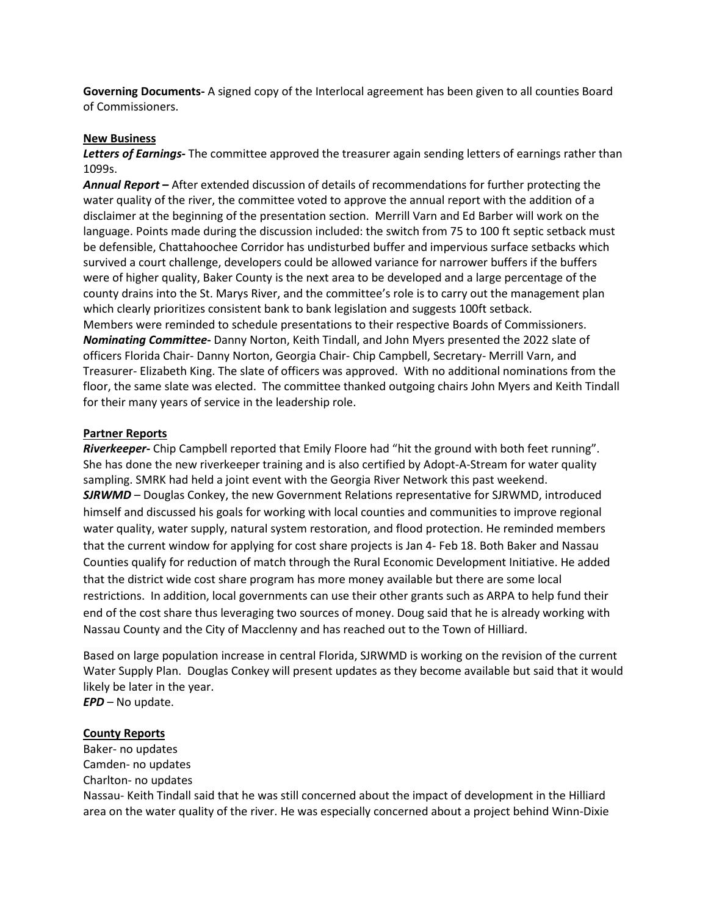**Governing Documents-** A signed copy of the Interlocal agreement has been given to all counties Board of Commissioners.

**New Business**

***Letters of Earnings-*** The committee approved the treasurer again sending letters of earnings rather than 1099s.

***Annual Report –*** After extended discussion of details of recommendations for further protecting the water quality of the river, the committee voted to approve the annual report with the addition of a disclaimer at the beginning of the presentation section. Merrill Varn and Ed Barber will work on the language. Points made during the discussion included: the switch from 75 to 100 ft septic setback must be defensible, Chattahoochee Corridor has undisturbed buffer and impervious surface setbacks which survived a court challenge, developers could be allowed variance for narrower buffers if the buffers were of higher quality, Baker County is the next area to be developed and a large percentage of the county drains into the St. Marys River, and the committee's role is to carry out the management plan which clearly prioritizes consistent bank to bank legislation and suggests 100ft setback.

Members were reminded to schedule presentations to their respective Boards of Commissioners.

***Nominating Committee-*** Danny Norton, Keith Tindall, and John Myers presented the 2022 slate of officers Florida Chair- Danny Norton, Georgia Chair- Chip Campbell, Secretary- Merrill Varn, and Treasurer- Elizabeth King. The slate of officers was approved. With no additional nominations from the floor, the same slate was elected. The committee thanked outgoing chairs John Myers and Keith Tindall for their many years of service in the leadership role.

**Partner Reports**

***Riverkeeper-*** Chip Campbell reported that Emily Floore had "hit the ground with both feet running". She has done the new riverkeeper training and is also certified by Adopt-A-Stream for water quality sampling. SMRK had held a joint event with the Georgia River Network this past weekend.

***SJRWMD*** – Douglas Conkey, the new Government Relations representative for SJRWMD, introduced himself and discussed his goals for working with local counties and communities to improve regional water quality, water supply, natural system restoration, and flood protection. He reminded members that the current window for applying for cost share projects is Jan 4- Feb 18. Both Baker and Nassau Counties qualify for reduction of match through the Rural Economic Development Initiative. He added that the district wide cost share program has more money available but there are some local restrictions. In addition, local governments can use their other grants such as ARPA to help fund their end of the cost share thus leveraging two sources of money. Doug said that he is already working with Nassau County and the City of Macclenny and has reached out to the Town of Hilliard.

Based on large population increase in central Florida, SJRWMD is working on the revision of the current Water Supply Plan. Douglas Conkey will present updates as they become available but said that it would likely be later in the year.

***EPD*** – No update.

**County Reports**

Baker- no updates

Camden- no updates

Charlton- no updates

Nassau- Keith Tindall said that he was still concerned about the impact of development in the Hilliard area on the water quality of the river. He was especially concerned about a project behind Winn-Dixie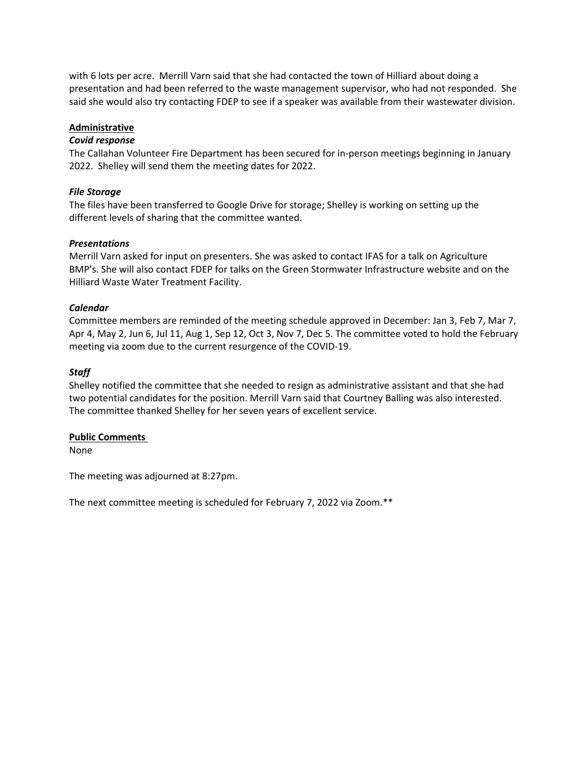with 6 lots per acre. Merrill Varn said that she had contacted the town of Hilliard about doing a presentation and had been referred to the waste management supervisor, who had not responded. She said she would also try contacting FDEP to see if a speaker was available from their wastewater division.

## Administrative

### *Covid response*

The Callahan Volunteer Fire Department has been secured for in-person meetings beginning in January 2022. Shelley will send them the meeting dates for 2022.

### *File Storage*

The files have been transferred to Google Drive for storage; Shelley is working on setting up the different levels of sharing that the committee wanted.

### *Presentations*

Merrill Varn asked for input on presenters. She was asked to contact IFAS for a talk on Agriculture BMP's. She will also contact FDEP for talks on the Green Stormwater Infrastructure website and on the Hilliard Waste Water Treatment Facility.

### *Calendar*

Committee members are reminded of the meeting schedule approved in December: Jan 3, Feb 7, Mar 7, Apr 4, May 2, Jun 6, Jul 11, Aug 1, Sep 12, Oct 3, Nov 7, Dec 5. The committee voted to hold the February meeting via zoom due to the current resurgence of the COVID-19.

### *Staff*

Shelley notified the committee that she needed to resign as administrative assistant and that she had two potential candidates for the position. Merrill Varn said that Courtney Balling was also interested. The committee thanked Shelley for her seven years of excellent service.

## Public Comments

None

The meeting was adjourned at 8:27pm.

The next committee meeting is scheduled for February 7, 2022 via Zoom.**